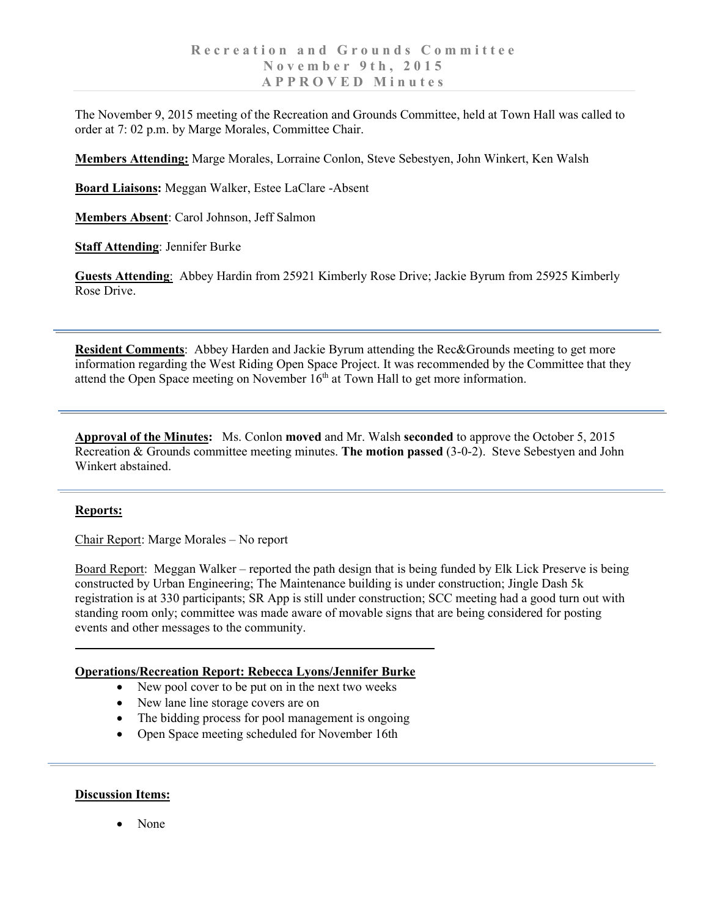# Recreation and Grounds Committee
# November 9th, 2015
# APPROVED Minutes

The November 9, 2015 meeting of the Recreation and Grounds Committee, held at Town Hall was called to order at 7: 02 p.m. by Marge Morales, Committee Chair.

**Members Attending:** Marge Morales, Lorraine Conlon, Steve Sebestyen, John Winkert, Ken Walsh

**Board Liaisons:** Meggan Walker, Estee LaClare -Absent

**Members Absent**: Carol Johnson, Jeff Salmon

**Staff Attending**: Jennifer Burke

**Guests Attending**: Abbey Hardin from 25921 Kimberly Rose Drive; Jackie Byrum from 25925 Kimberly Rose Drive.

---

**Resident Comments**: Abbey Harden and Jackie Byrum attending the Rec&Grounds meeting to get more information regarding the West Riding Open Space Project. It was recommended by the Committee that they attend the Open Space meeting on November 16th at Town Hall to get more information.

---

**Approval of the Minutes:** Ms. Conlon **moved** and Mr. Walsh **seconded** to approve the October 5, 2015 Recreation & Grounds committee meeting minutes. **The motion passed** (3-0-2). Steve Sebestyen and John Winkert abstained.

---

**Reports:**

Chair Report: Marge Morales – No report

Board Report: Meggan Walker – reported the path design that is being funded by Elk Lick Preserve is being constructed by Urban Engineering; The Maintenance building is under construction; Jingle Dash 5k registration is at 330 participants; SR App is still under construction; SCC meeting had a good turn out with standing room only; committee was made aware of movable signs that are being considered for posting events and other messages to the community.

---

**Operations/Recreation Report: Rebecca Lyons/Jennifer Burke**

- New pool cover to be put on in the next two weeks
- New lane line storage covers are on
- The bidding process for pool management is ongoing
- Open Space meeting scheduled for November 16th

---

**Discussion Items:**

- None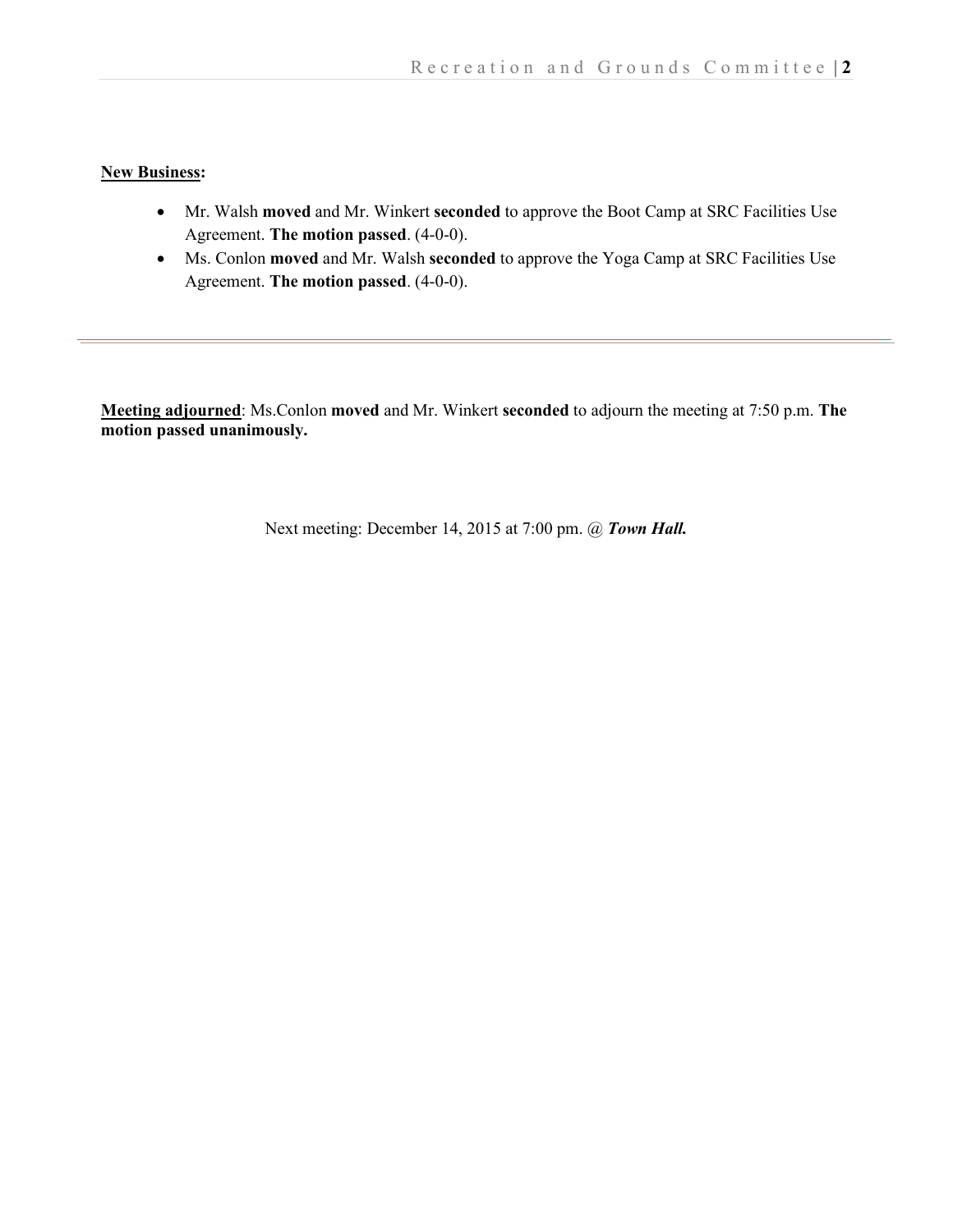**New Business:**

- Mr. Walsh **moved** and Mr. Winkert **seconded** to approve the Boot Camp at SRC Facilities Use Agreement. **The motion passed**. (4-0-0).
- Ms. Conlon **moved** and Mr. Walsh **seconded** to approve the Yoga Camp at SRC Facilities Use Agreement. **The motion passed**. (4-0-0).

---

**Meeting adjourned**: Ms.Conlon **moved** and Mr. Winkert **seconded** to adjourn the meeting at 7:50 p.m. **The motion passed unanimously.**

Next meeting: December 14, 2015 at 7:00 pm. @ ***Town Hall.***